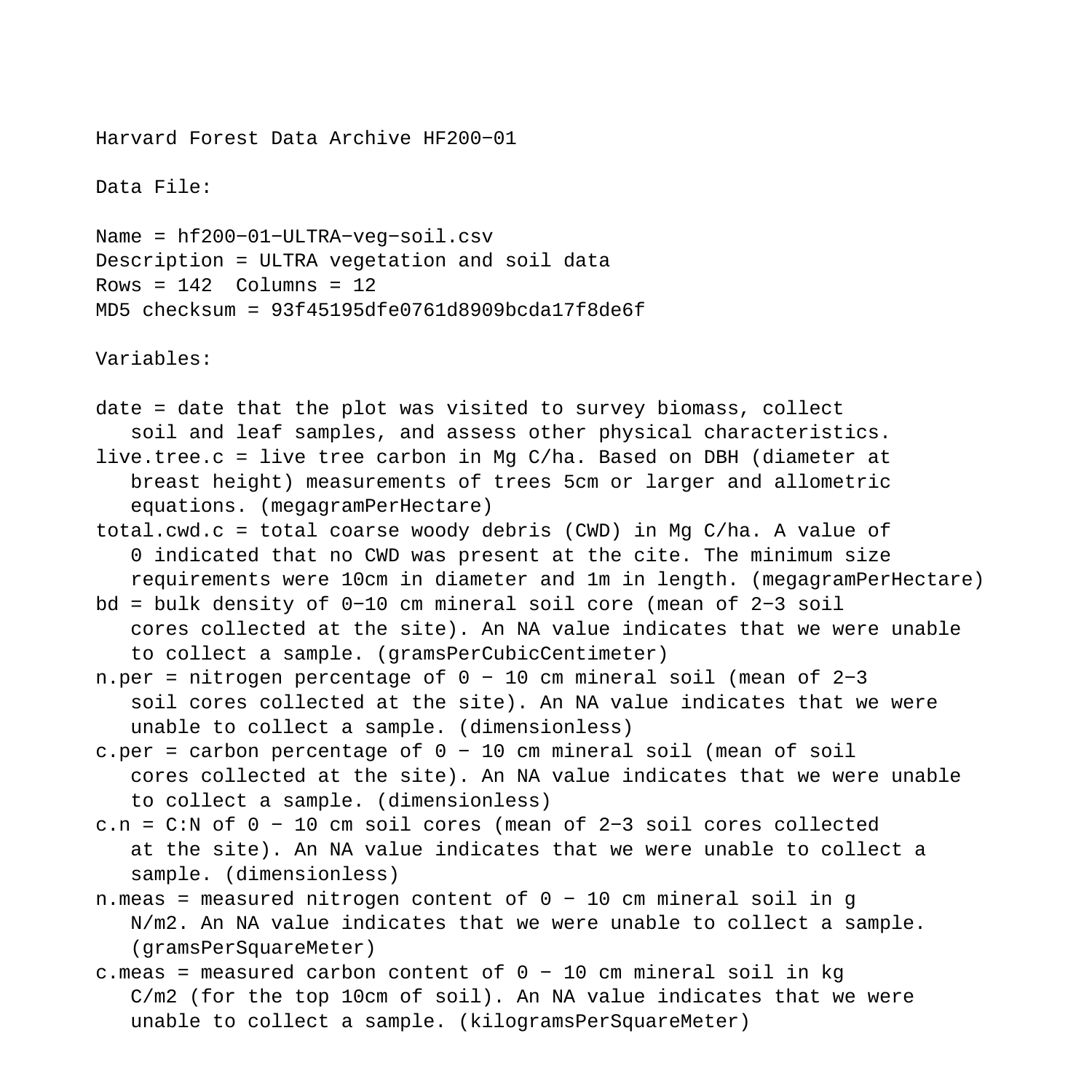Harvard Forest Data Archive HF200−01

Data File:

Name = hf200−01−ULTRA−veg−soil.csv
Description = ULTRA vegetation and soil data
Rows = 142  Columns = 12
MD5 checksum = 93f45195dfe0761d8909bcda17f8de6f

Variables:

date = date that the plot was visited to survey biomass, collect soil and leaf samples, and assess other physical characteristics.

live.tree.c = live tree carbon in Mg C/ha. Based on DBH (diameter at breast height) measurements of trees 5cm or larger and allometric equations. (megagramPerHectare)

total.cwd.c = total coarse woody debris (CWD) in Mg C/ha. A value of 0 indicated that no CWD was present at the cite. The minimum size requirements were 10cm in diameter and 1m in length. (megagramPerHectare)

bd = bulk density of 0−10 cm mineral soil core (mean of 2−3 soil cores collected at the site). An NA value indicates that we were unable to collect a sample. (gramsPerCubicCentimeter)

n.per = nitrogen percentage of 0 − 10 cm mineral soil (mean of 2−3 soil cores collected at the site). An NA value indicates that we were unable to collect a sample. (dimensionless)

c.per = carbon percentage of 0 − 10 cm mineral soil (mean of soil cores collected at the site). An NA value indicates that we were unable to collect a sample. (dimensionless)

c.n = C:N of 0 − 10 cm soil cores (mean of 2−3 soil cores collected at the site). An NA value indicates that we were unable to collect a sample. (dimensionless)

n.meas = measured nitrogen content of 0 − 10 cm mineral soil in g N/m2. An NA value indicates that we were unable to collect a sample. (gramsPerSquareMeter)

c.meas = measured carbon content of 0 − 10 cm mineral soil in kg C/m2 (for the top 10cm of soil). An NA value indicates that we were unable to collect a sample. (kilogramsPerSquareMeter)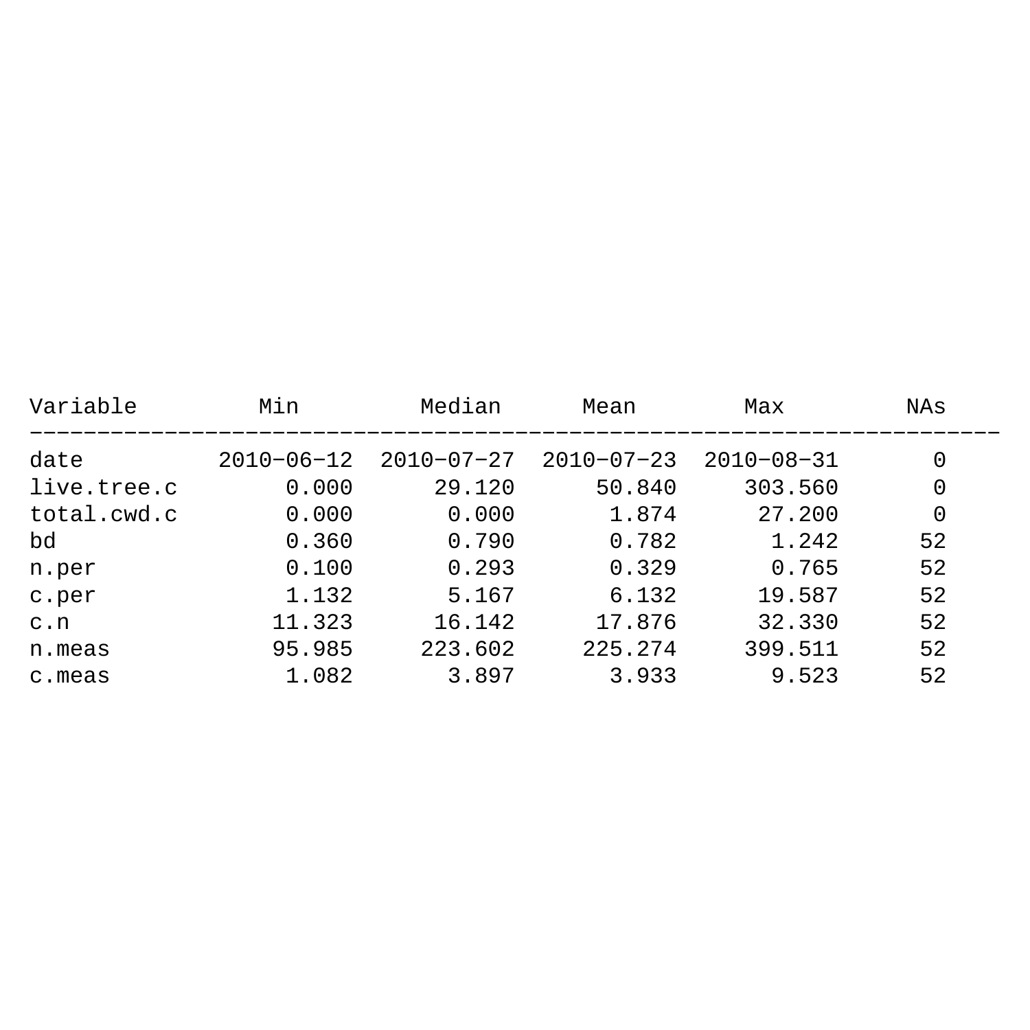| Variable | Min | Median | Mean | Max | NAs |
|---|---|---|---|---|---|
| date | 2010−06−12 | 2010−07−27 | 2010−07−23 | 2010−08−31 | 0 |
| live.tree.c | 0.000 | 29.120 | 50.840 | 303.560 | 0 |
| total.cwd.c | 0.000 | 0.000 | 1.874 | 27.200 | 0 |
| bd | 0.360 | 0.790 | 0.782 | 1.242 | 52 |
| n.per | 0.100 | 0.293 | 0.329 | 0.765 | 52 |
| c.per | 1.132 | 5.167 | 6.132 | 19.587 | 52 |
| c.n | 11.323 | 16.142 | 17.876 | 32.330 | 52 |
| n.meas | 95.985 | 223.602 | 225.274 | 399.511 | 52 |
| c.meas | 1.082 | 3.897 | 3.933 | 9.523 | 52 |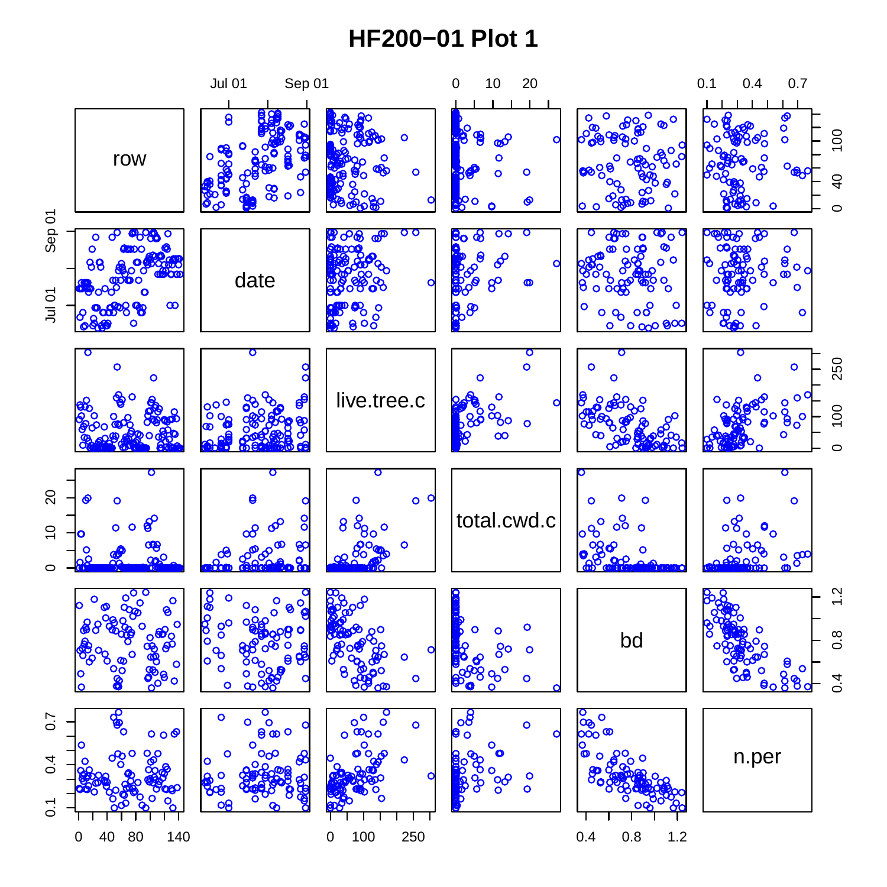# HF200−01 Plot 1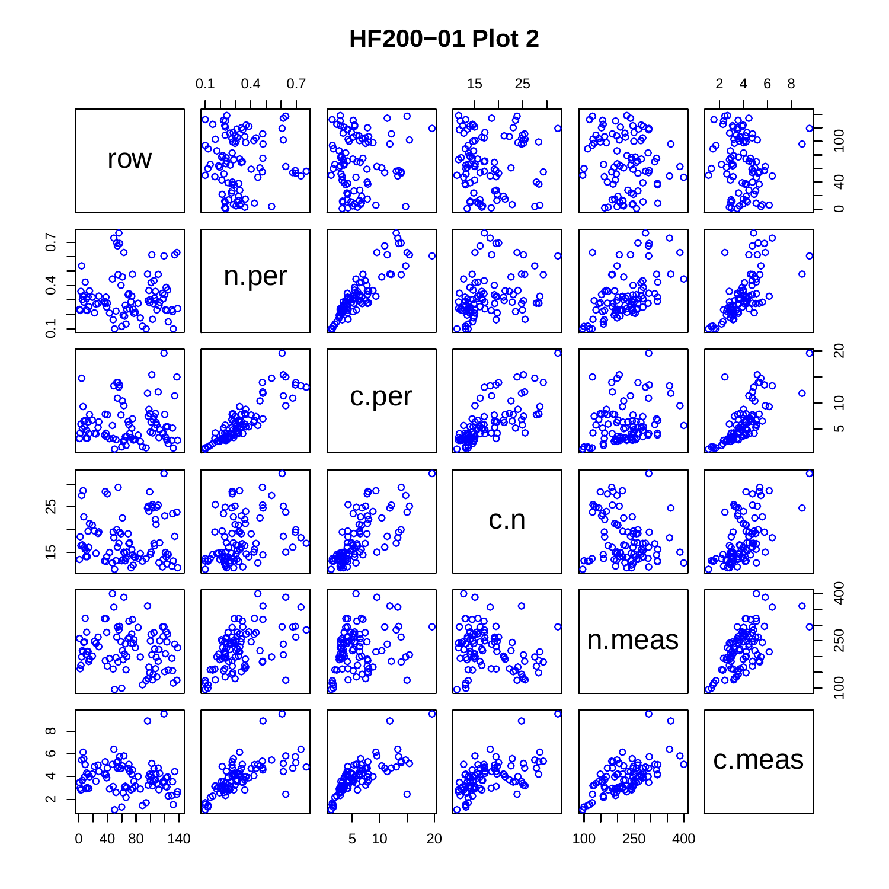# HF200−01 Plot 2

row

n.per

c.per

c.n

n.meas

c.meas

0.1 0.4 0.7

15 25

2 4 6 8

0 40 100

0.1 0.4 0.7

5 10 20

15 25

100 250 400

2 4 6 8

0 40 80 140

5 10 20

100 250 400